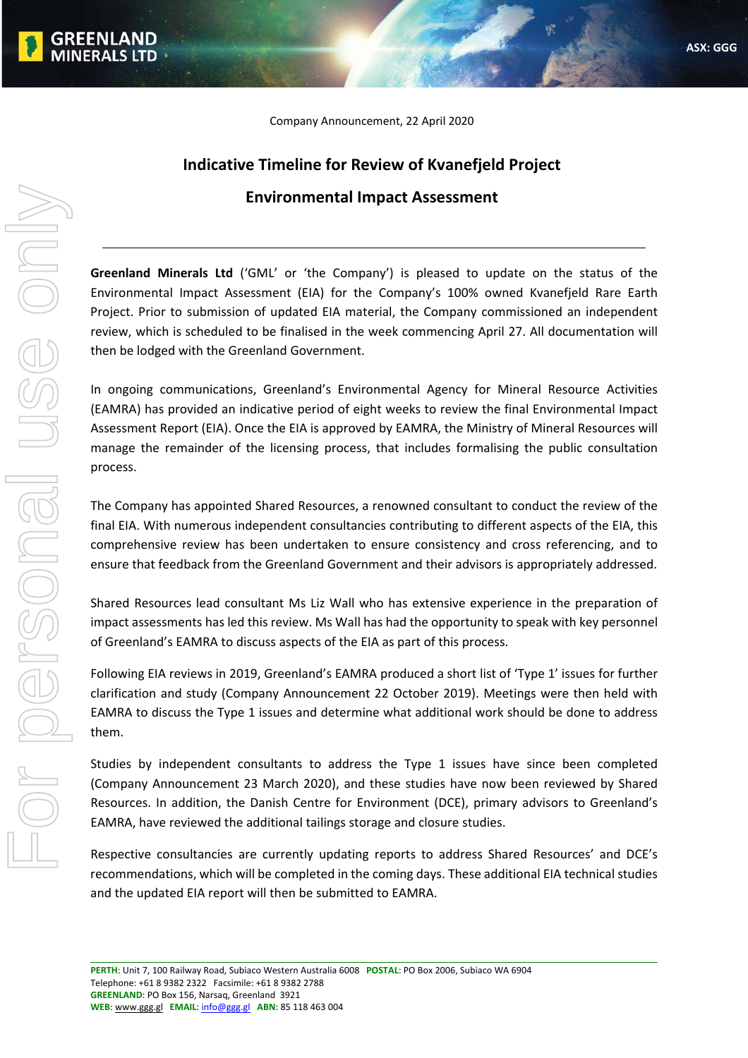Company Announcement, 22 April 2020

# Indicative Timeline for Review of Kvanefjeld Project Environmental Impact Assessment

**Greenland Minerals Ltd** ('GML' or 'the Company') is pleased to update on the status of the Environmental Impact Assessment (EIA) for the Company's 100% owned Kvanefjeld Rare Earth Project. Prior to submission of updated EIA material, the Company commissioned an independent review, which is scheduled to be finalised in the week commencing April 27. All documentation will then be lodged with the Greenland Government.

In ongoing communications, Greenland's Environmental Agency for Mineral Resource Activities (EAMRA) has provided an indicative period of eight weeks to review the final Environmental Impact Assessment Report (EIA). Once the EIA is approved by EAMRA, the Ministry of Mineral Resources will manage the remainder of the licensing process, that includes formalising the public consultation process.

The Company has appointed Shared Resources, a renowned consultant to conduct the review of the final EIA. With numerous independent consultancies contributing to different aspects of the EIA, this comprehensive review has been undertaken to ensure consistency and cross referencing, and to ensure that feedback from the Greenland Government and their advisors is appropriately addressed.

Shared Resources lead consultant Ms Liz Wall who has extensive experience in the preparation of impact assessments has led this review. Ms Wall has had the opportunity to speak with key personnel of Greenland's EAMRA to discuss aspects of the EIA as part of this process.

Following EIA reviews in 2019, Greenland's EAMRA produced a short list of 'Type 1' issues for further clarification and study (Company Announcement 22 October 2019). Meetings were then held with EAMRA to discuss the Type 1 issues and determine what additional work should be done to address them.

Studies by independent consultants to address the Type 1 issues have since been completed (Company Announcement 23 March 2020), and these studies have now been reviewed by Shared Resources. In addition, the Danish Centre for Environment (DCE), primary advisors to Greenland's EAMRA, have reviewed the additional tailings storage and closure studies.

Respective consultancies are currently updating reports to address Shared Resources' and DCE's recommendations, which will be completed in the coming days. These additional EIA technical studies and the updated EIA report will then be submitted to EAMRA.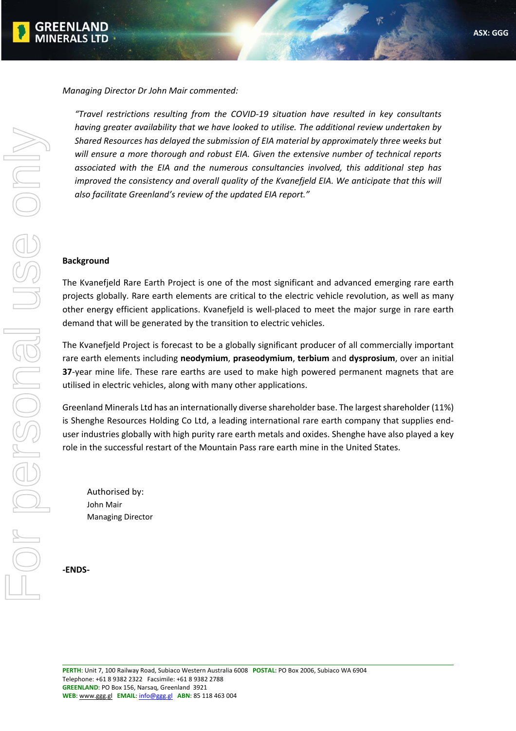*Managing Director Dr John Mair commented:*

> *"Travel restrictions resulting from the COVID-19 situation have resulted in key consultants having greater availability that we have looked to utilise. The additional review undertaken by Shared Resources has delayed the submission of EIA material by approximately three weeks but will ensure a more thorough and robust EIA. Given the extensive number of technical reports associated with the EIA and the numerous consultancies involved, this additional step has improved the consistency and overall quality of the Kvanefjeld EIA. We anticipate that this will also facilitate Greenland's review of the updated EIA report."*

**Background**

The Kvanefjeld Rare Earth Project is one of the most significant and advanced emerging rare earth projects globally. Rare earth elements are critical to the electric vehicle revolution, as well as many other energy efficient applications. Kvanefjeld is well-placed to meet the major surge in rare earth demand that will be generated by the transition to electric vehicles.

The Kvanefjeld Project is forecast to be a globally significant producer of all commercially important rare earth elements including **neodymium**, **praseodymium**, **terbium** and **dysprosium**, over an initial **37**-year mine life. These rare earths are used to make high powered permanent magnets that are utilised in electric vehicles, along with many other applications.

Greenland Minerals Ltd has an internationally diverse shareholder base. The largest shareholder (11%) is Shenghe Resources Holding Co Ltd, a leading international rare earth company that supplies end-user industries globally with high purity rare earth metals and oxides. Shenghe have also played a key role in the successful restart of the Mountain Pass rare earth mine in the United States.

Authorised by:
John Mair
Managing Director

**-ENDS-**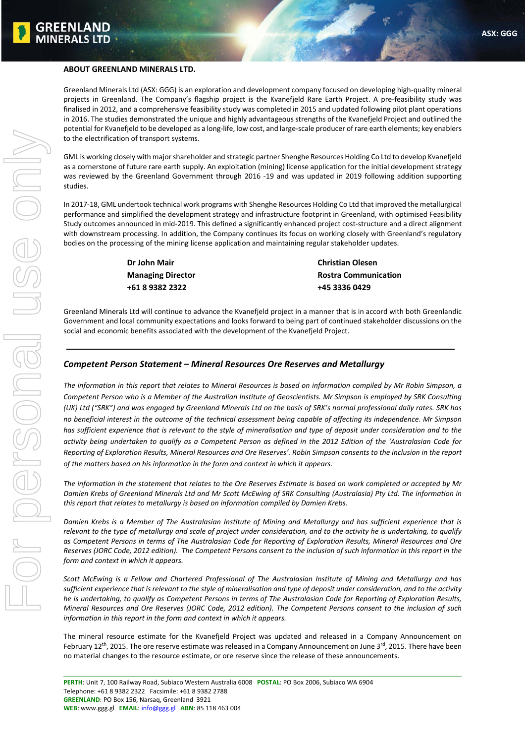## ABOUT GREENLAND MINERALS LTD.

Greenland Minerals Ltd (ASX: GGG) is an exploration and development company focused on developing high-quality mineral projects in Greenland. The Company's flagship project is the Kvanefjeld Rare Earth Project. A pre-feasibility study was finalised in 2012, and a comprehensive feasibility study was completed in 2015 and updated following pilot plant operations in 2016. The studies demonstrated the unique and highly advantageous strengths of the Kvanefjeld Project and outlined the potential for Kvanefjeld to be developed as a long-life, low cost, and large-scale producer of rare earth elements; key enablers to the electrification of transport systems.

GML is working closely with major shareholder and strategic partner Shenghe Resources Holding Co Ltd to develop Kvanefjeld as a cornerstone of future rare earth supply. An exploitation (mining) license application for the initial development strategy was reviewed by the Greenland Government through 2016 -19 and was updated in 2019 following addition supporting studies.

In 2017-18, GML undertook technical work programs with Shenghe Resources Holding Co Ltd that improved the metallurgical performance and simplified the development strategy and infrastructure footprint in Greenland, with optimised Feasibility Study outcomes announced in mid-2019. This defined a significantly enhanced project cost-structure and a direct alignment with downstream processing. In addition, the Company continues its focus on working closely with Greenland's regulatory bodies on the processing of the mining license application and maintaining regular stakeholder updates.

**Dr John Mair**
**Managing Director**
**+61 8 9382 2322**

**Christian Olesen**
**Rostra Communication**
**+45 3336 0429**

Greenland Minerals Ltd will continue to advance the Kvanefjeld project in a manner that is in accord with both Greenlandic Government and local community expectations and looks forward to being part of continued stakeholder discussions on the social and economic benefits associated with the development of the Kvanefjeld Project.

---

### *Competent Person Statement – Mineral Resources Ore Reserves and Metallurgy*

*The information in this report that relates to Mineral Resources is based on information compiled by Mr Robin Simpson, a Competent Person who is a Member of the Australian Institute of Geoscientists. Mr Simpson is employed by SRK Consulting (UK) Ltd ("SRK") and was engaged by Greenland Minerals Ltd on the basis of SRK's normal professional daily rates. SRK has no beneficial interest in the outcome of the technical assessment being capable of affecting its independence. Mr Simpson has sufficient experience that is relevant to the style of mineralisation and type of deposit under consideration and to the activity being undertaken to qualify as a Competent Person as defined in the 2012 Edition of the 'Australasian Code for Reporting of Exploration Results, Mineral Resources and Ore Reserves'. Robin Simpson consents to the inclusion in the report of the matters based on his information in the form and context in which it appears.*

*The information in the statement that relates to the Ore Reserves Estimate is based on work completed or accepted by Mr Damien Krebs of Greenland Minerals Ltd and Mr Scott McEwing of SRK Consulting (Australasia) Pty Ltd. The information in this report that relates to metallurgy is based on information compiled by Damien Krebs.*

*Damien Krebs is a Member of The Australasian Institute of Mining and Metallurgy and has sufficient experience that is relevant to the type of metallurgy and scale of project under consideration, and to the activity he is undertaking, to qualify as Competent Persons in terms of The Australasian Code for Reporting of Exploration Results, Mineral Resources and Ore Reserves (JORC Code, 2012 edition). The Competent Persons consent to the inclusion of such information in this report in the form and context in which it appears.*

*Scott McEwing is a Fellow and Chartered Professional of The Australasian Institute of Mining and Metallurgy and has sufficient experience that is relevant to the style of mineralisation and type of deposit under consideration, and to the activity he is undertaking, to qualify as Competent Persons in terms of The Australasian Code for Reporting of Exploration Results, Mineral Resources and Ore Reserves (JORC Code, 2012 edition). The Competent Persons consent to the inclusion of such information in this report in the form and context in which it appears.*

The mineral resource estimate for the Kvanefjeld Project was updated and released in a Company Announcement on February 12th, 2015. The ore reserve estimate was released in a Company Announcement on June 3rd, 2015. There have been no material changes to the resource estimate, or ore reserve since the release of these announcements.